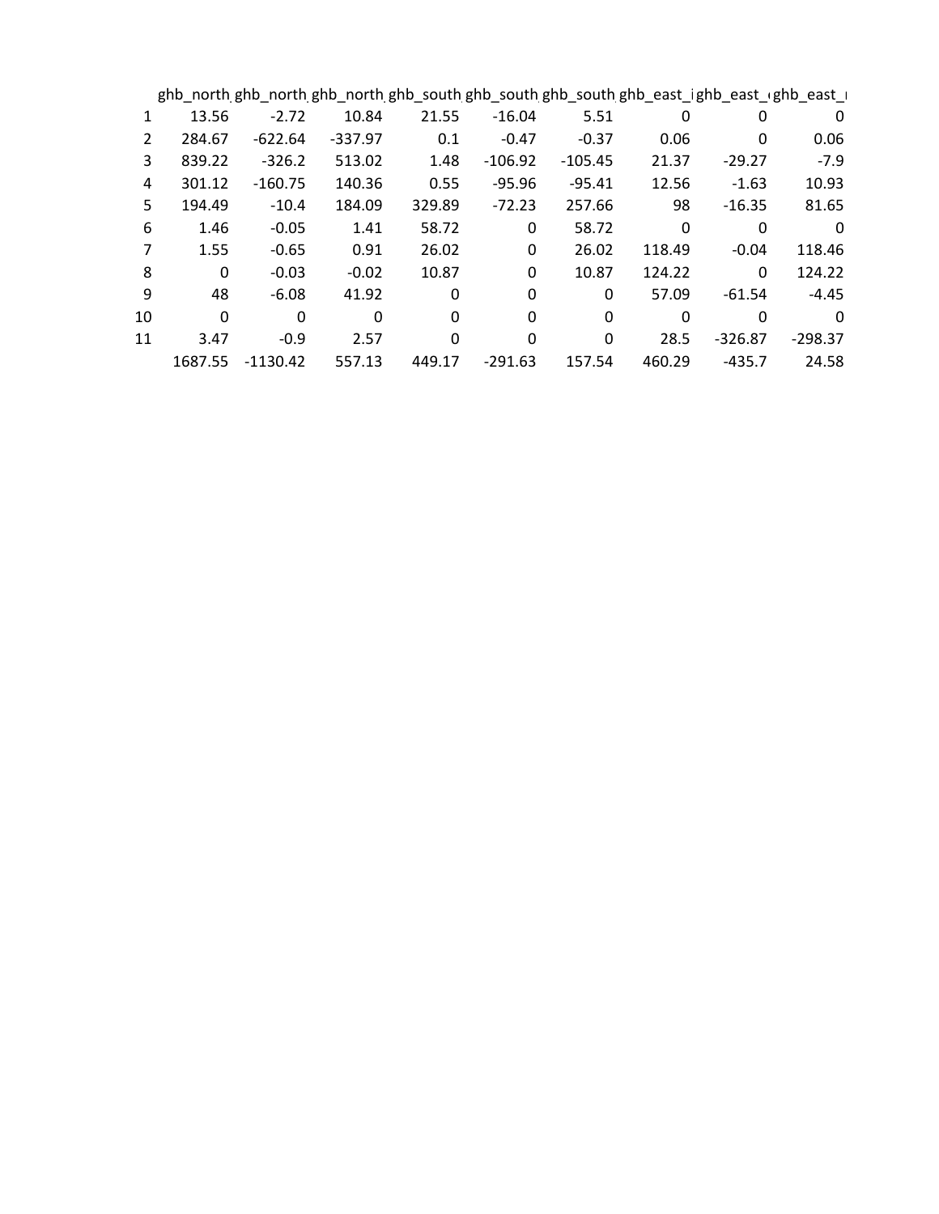| | ghb_north | ghb_north | ghb_north | ghb_south | ghb_south | ghb_south | ghb_east_i | ghb_east_( | ghb_east_i |
|---|---|---|---|---|---|---|---|---|---|
| 1 | 13.56 | -2.72 | 10.84 | 21.55 | -16.04 | 5.51 | 0 | 0 | 0 |
| 2 | 284.67 | -622.64 | -337.97 | 0.1 | -0.47 | -0.37 | 0.06 | 0 | 0.06 |
| 3 | 839.22 | -326.2 | 513.02 | 1.48 | -106.92 | -105.45 | 21.37 | -29.27 | -7.9 |
| 4 | 301.12 | -160.75 | 140.36 | 0.55 | -95.96 | -95.41 | 12.56 | -1.63 | 10.93 |
| 5 | 194.49 | -10.4 | 184.09 | 329.89 | -72.23 | 257.66 | 98 | -16.35 | 81.65 |
| 6 | 1.46 | -0.05 | 1.41 | 58.72 | 0 | 58.72 | 0 | 0 | 0 |
| 7 | 1.55 | -0.65 | 0.91 | 26.02 | 0 | 26.02 | 118.49 | -0.04 | 118.46 |
| 8 | 0 | -0.03 | -0.02 | 10.87 | 0 | 10.87 | 124.22 | 0 | 124.22 |
| 9 | 48 | -6.08 | 41.92 | 0 | 0 | 0 | 57.09 | -61.54 | -4.45 |
| 10 | 0 | 0 | 0 | 0 | 0 | 0 | 0 | 0 | 0 |
| 11 | 3.47 | -0.9 | 2.57 | 0 | 0 | 0 | 28.5 | -326.87 | -298.37 |
| | 1687.55 | -1130.42 | 557.13 | 449.17 | -291.63 | 157.54 | 460.29 | -435.7 | 24.58 |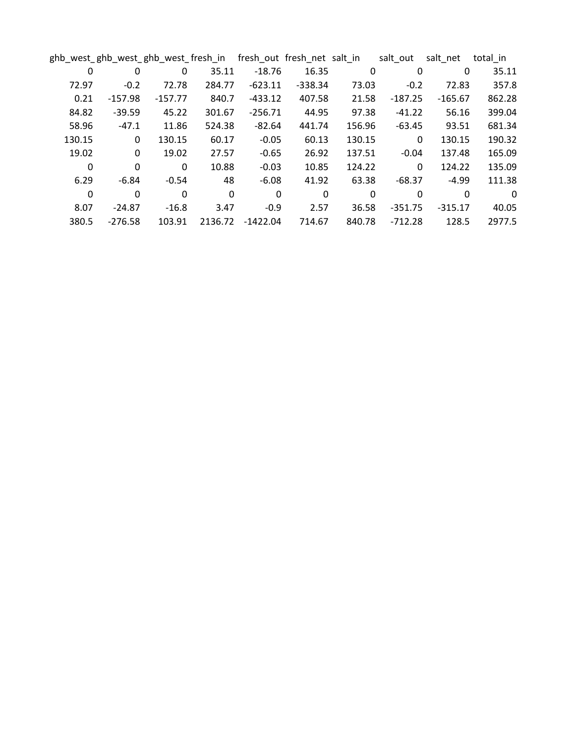| ghb_west_ | ghb_west_ | ghb_west_ | fresh_in | fresh_out | fresh_net | salt_in | salt_out | salt_net | total_in |
|---|---|---|---|---|---|---|---|---|---|
| 0 | 0 | 0 | 35.11 | -18.76 | 16.35 | 0 | 0 | 0 | 35.11 |
| 72.97 | -0.2 | 72.78 | 284.77 | -623.11 | -338.34 | 73.03 | -0.2 | 72.83 | 357.8 |
| 0.21 | -157.98 | -157.77 | 840.7 | -433.12 | 407.58 | 21.58 | -187.25 | -165.67 | 862.28 |
| 84.82 | -39.59 | 45.22 | 301.67 | -256.71 | 44.95 | 97.38 | -41.22 | 56.16 | 399.04 |
| 58.96 | -47.1 | 11.86 | 524.38 | -82.64 | 441.74 | 156.96 | -63.45 | 93.51 | 681.34 |
| 130.15 | 0 | 130.15 | 60.17 | -0.05 | 60.13 | 130.15 | 0 | 130.15 | 190.32 |
| 19.02 | 0 | 19.02 | 27.57 | -0.65 | 26.92 | 137.51 | -0.04 | 137.48 | 165.09 |
| 0 | 0 | 0 | 10.88 | -0.03 | 10.85 | 124.22 | 0 | 124.22 | 135.09 |
| 6.29 | -6.84 | -0.54 | 48 | -6.08 | 41.92 | 63.38 | -68.37 | -4.99 | 111.38 |
| 0 | 0 | 0 | 0 | 0 | 0 | 0 | 0 | 0 | 0 |
| 8.07 | -24.87 | -16.8 | 3.47 | -0.9 | 2.57 | 36.58 | -351.75 | -315.17 | 40.05 |
| 380.5 | -276.58 | 103.91 | 2136.72 | -1422.04 | 714.67 | 840.78 | -712.28 | 128.5 | 2977.5 |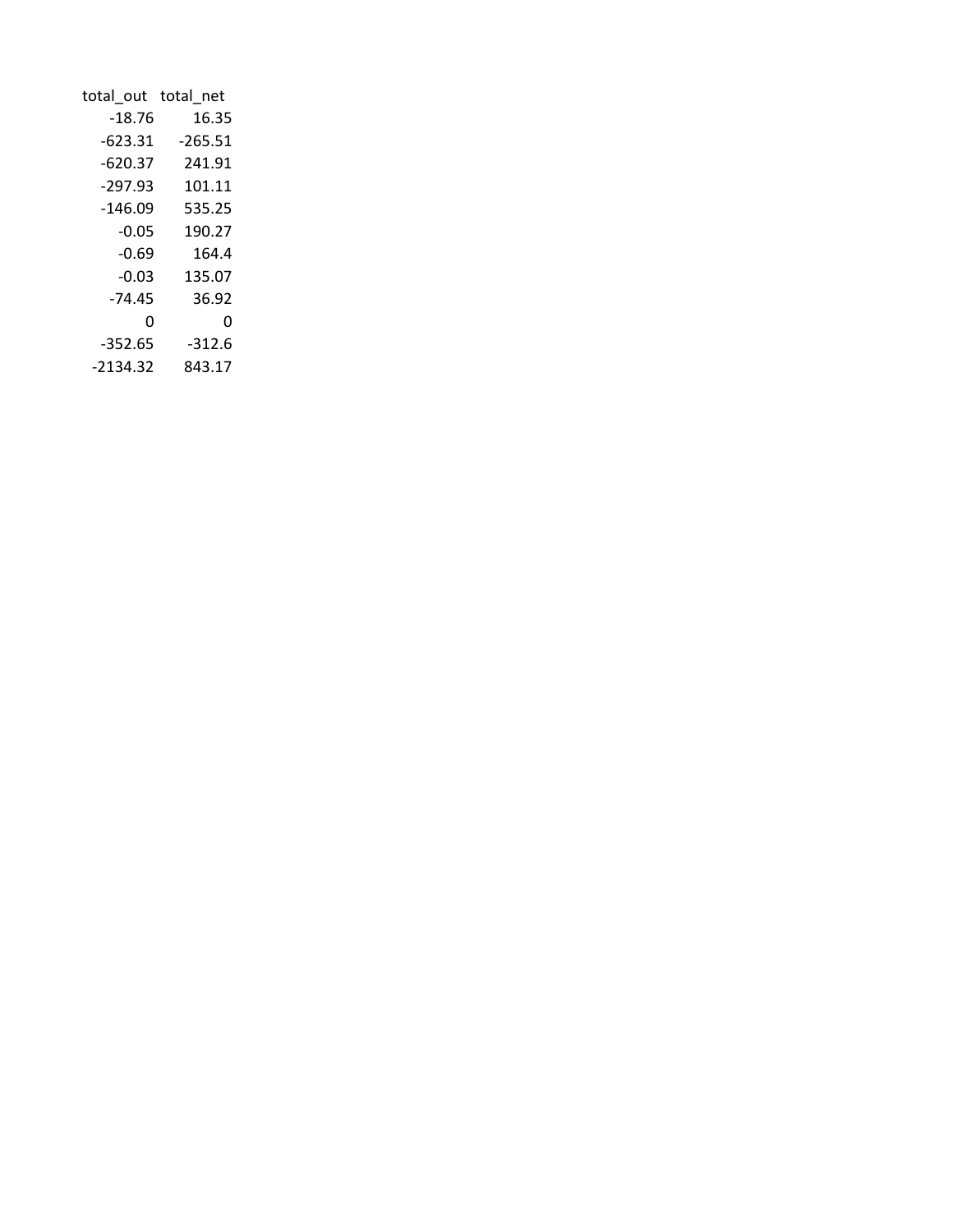| total_out | total_net |
| --- | --- |
| -18.76 | 16.35 |
| -623.31 | -265.51 |
| -620.37 | 241.91 |
| -297.93 | 101.11 |
| -146.09 | 535.25 |
| -0.05 | 190.27 |
| -0.69 | 164.4 |
| -0.03 | 135.07 |
| -74.45 | 36.92 |
| 0 | 0 |
| -352.65 | -312.6 |
| -2134.32 | 843.17 |